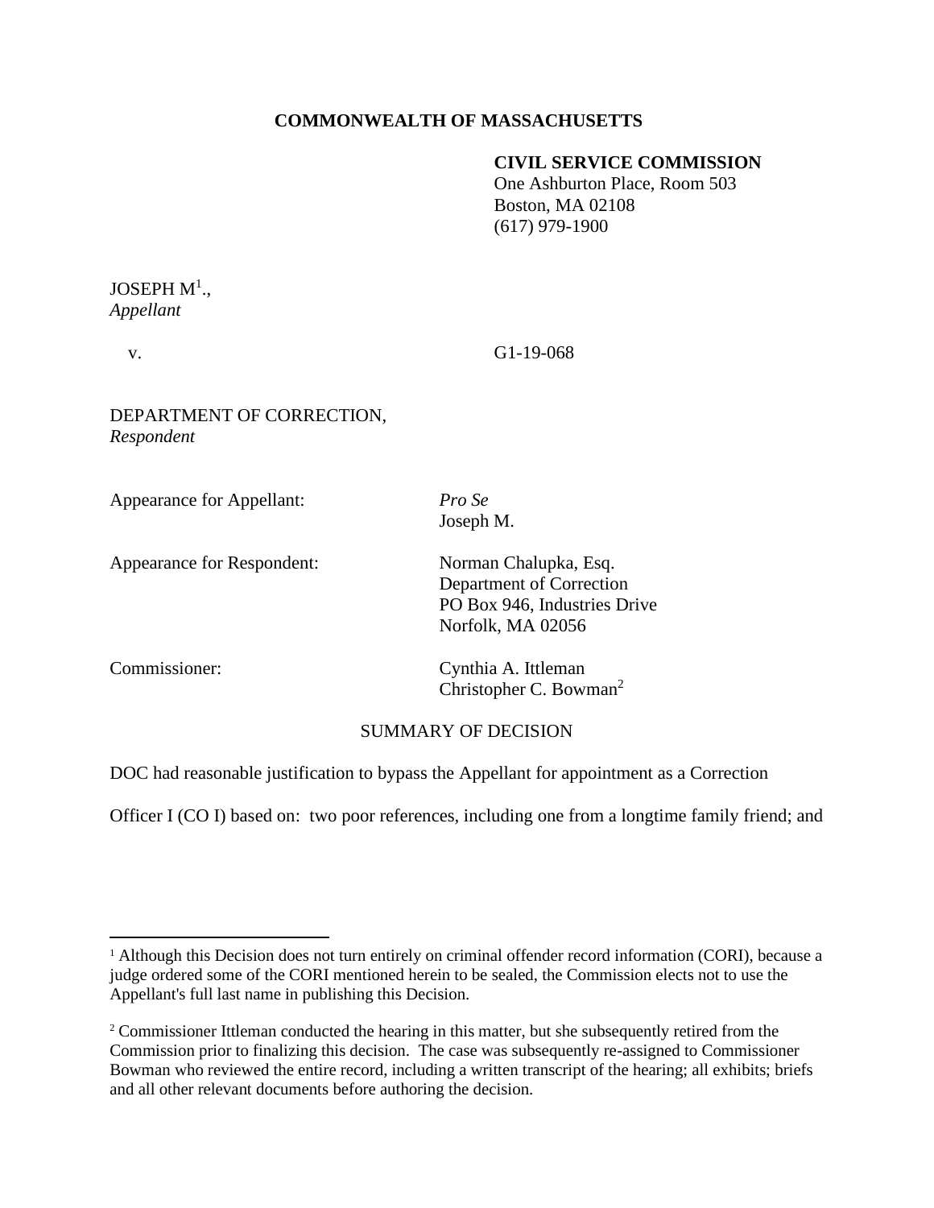**COMMONWEALTH OF MASSACHUSETTS**

**CIVIL SERVICE COMMISSION**
One Ashburton Place, Room 503
Boston, MA 02108
(617) 979-1900

JOSEPH M[1].,
*Appellant*

v. G1-19-068

DEPARTMENT OF CORRECTION,
*Respondent*

Appearance for Appellant: *Pro Se*
Joseph M.

Appearance for Respondent: Norman Chalupka, Esq.
Department of Correction
PO Box 946, Industries Drive
Norfolk, MA 02056

Commissioner: Cynthia A. Ittleman
Christopher C. Bowman[2]

SUMMARY OF DECISION

DOC had reasonable justification to bypass the Appellant for appointment as a Correction Officer I (CO I) based on: two poor references, including one from a longtime family friend; and

---

[1] Although this Decision does not turn entirely on criminal offender record information (CORI), because a judge ordered some of the CORI mentioned herein to be sealed, the Commission elects not to use the Appellant's full last name in publishing this Decision.

[2] Commissioner Ittleman conducted the hearing in this matter, but she subsequently retired from the Commission prior to finalizing this decision. The case was subsequently re-assigned to Commissioner Bowman who reviewed the entire record, including a written transcript of the hearing; all exhibits; briefs and all other relevant documents before authoring the decision.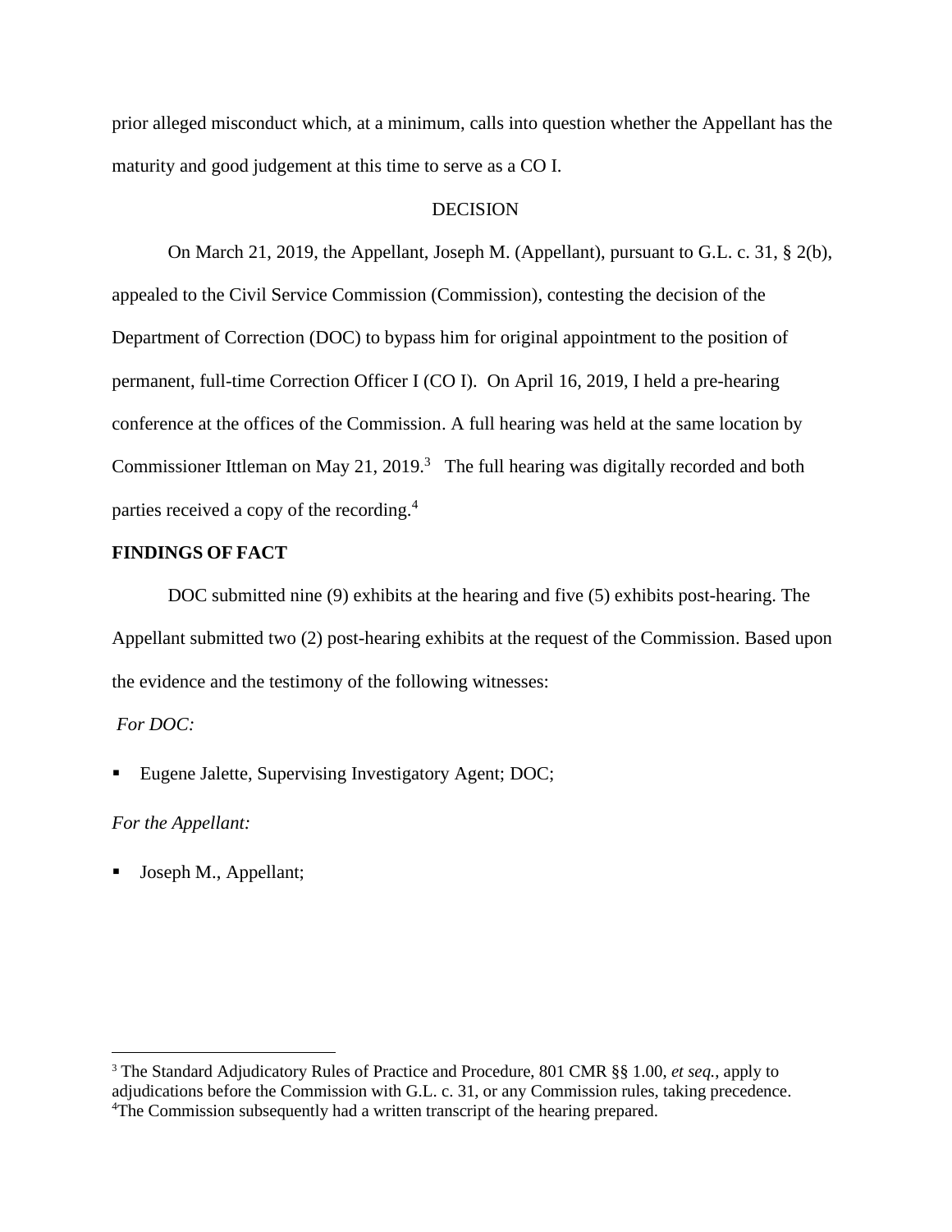prior alleged misconduct which, at a minimum, calls into question whether the Appellant has the maturity and good judgement at this time to serve as a CO I.

DECISION

On March 21, 2019, the Appellant, Joseph M. (Appellant), pursuant to G.L. c. 31, § 2(b), appealed to the Civil Service Commission (Commission), contesting the decision of the Department of Correction (DOC) to bypass him for original appointment to the position of permanent, full-time Correction Officer I (CO I). On April 16, 2019, I held a pre-hearing conference at the offices of the Commission. A full hearing was held at the same location by Commissioner Ittleman on May 21, 2019.[3] The full hearing was digitally recorded and both parties received a copy of the recording.[4]

**FINDINGS OF FACT**

DOC submitted nine (9) exhibits at the hearing and five (5) exhibits post-hearing. The Appellant submitted two (2) post-hearing exhibits at the request of the Commission. Based upon the evidence and the testimony of the following witnesses:

*For DOC:*

- Eugene Jalette, Supervising Investigatory Agent; DOC;

*For the Appellant:*

- Joseph M., Appellant;

---

[3] The Standard Adjudicatory Rules of Practice and Procedure, 801 CMR §§ 1.00, *et seq.*, apply to adjudications before the Commission with G.L. c. 31, or any Commission rules, taking precedence.

[4] The Commission subsequently had a written transcript of the hearing prepared.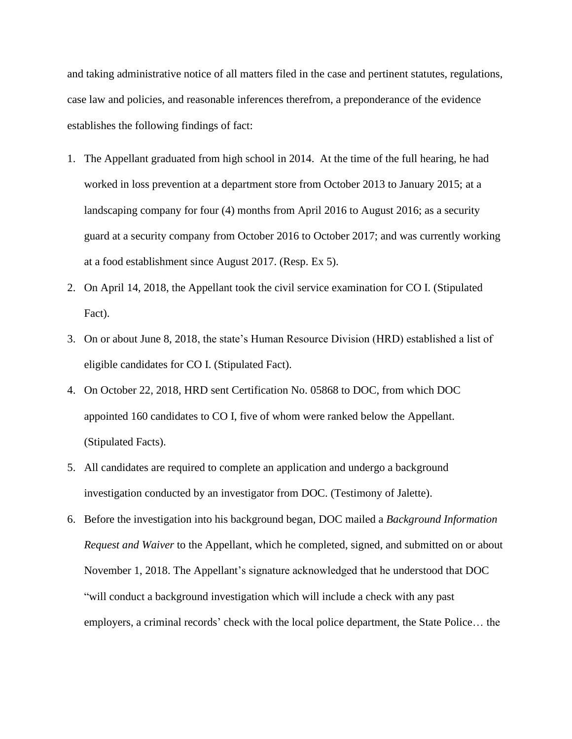and taking administrative notice of all matters filed in the case and pertinent statutes, regulations, case law and policies, and reasonable inferences therefrom, a preponderance of the evidence establishes the following findings of fact:

1. The Appellant graduated from high school in 2014. At the time of the full hearing, he had worked in loss prevention at a department store from October 2013 to January 2015; at a landscaping company for four (4) months from April 2016 to August 2016; as a security guard at a security company from October 2016 to October 2017; and was currently working at a food establishment since August 2017. (Resp. Ex 5).
2. On April 14, 2018, the Appellant took the civil service examination for CO I. (Stipulated Fact).
3. On or about June 8, 2018, the state's Human Resource Division (HRD) established a list of eligible candidates for CO I. (Stipulated Fact).
4. On October 22, 2018, HRD sent Certification No. 05868 to DOC, from which DOC appointed 160 candidates to CO I, five of whom were ranked below the Appellant. (Stipulated Facts).
5. All candidates are required to complete an application and undergo a background investigation conducted by an investigator from DOC. (Testimony of Jalette).
6. Before the investigation into his background began, DOC mailed a *Background Information Request and Waiver* to the Appellant, which he completed, signed, and submitted on or about November 1, 2018. The Appellant's signature acknowledged that he understood that DOC "will conduct a background investigation which will include a check with any past employers, a criminal records' check with the local police department, the State Police… the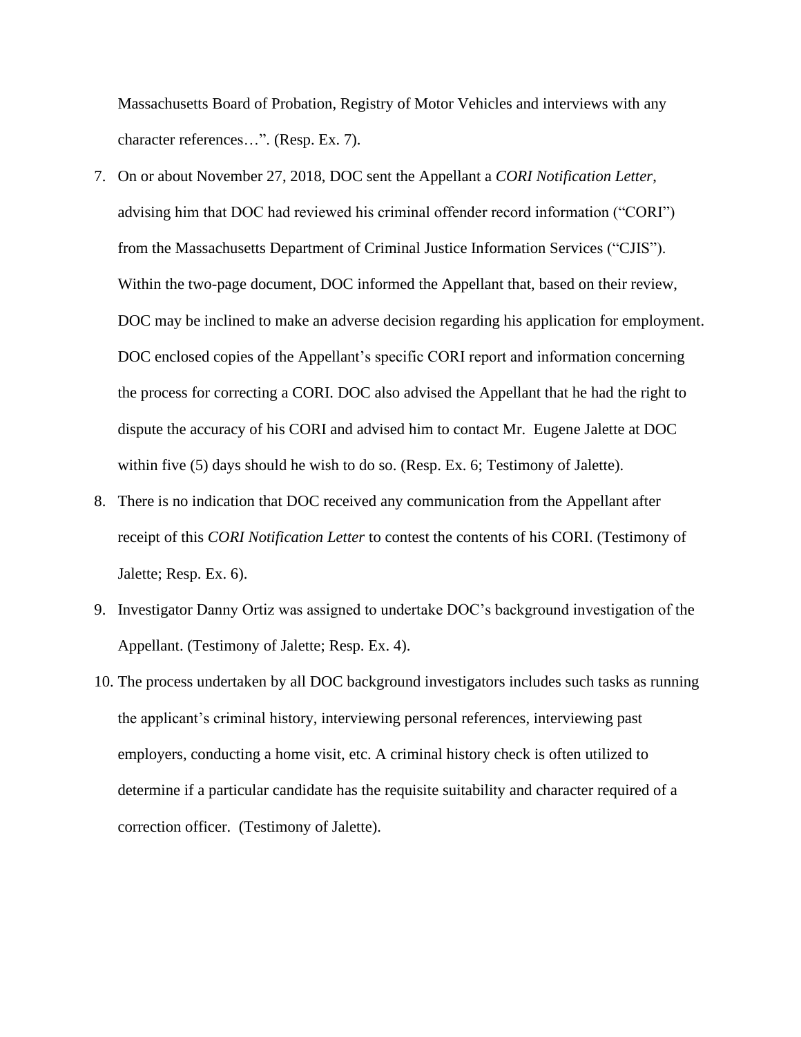Massachusetts Board of Probation, Registry of Motor Vehicles and interviews with any character references…". (Resp. Ex. 7).

7. On or about November 27, 2018, DOC sent the Appellant a *CORI Notification Letter*, advising him that DOC had reviewed his criminal offender record information ("CORI") from the Massachusetts Department of Criminal Justice Information Services ("CJIS"). Within the two-page document, DOC informed the Appellant that, based on their review, DOC may be inclined to make an adverse decision regarding his application for employment. DOC enclosed copies of the Appellant's specific CORI report and information concerning the process for correcting a CORI. DOC also advised the Appellant that he had the right to dispute the accuracy of his CORI and advised him to contact Mr. Eugene Jalette at DOC within five (5) days should he wish to do so. (Resp. Ex. 6; Testimony of Jalette).
8. There is no indication that DOC received any communication from the Appellant after receipt of this *CORI Notification Letter* to contest the contents of his CORI. (Testimony of Jalette; Resp. Ex. 6).
9. Investigator Danny Ortiz was assigned to undertake DOC's background investigation of the Appellant. (Testimony of Jalette; Resp. Ex. 4).
10. The process undertaken by all DOC background investigators includes such tasks as running the applicant's criminal history, interviewing personal references, interviewing past employers, conducting a home visit, etc. A criminal history check is often utilized to determine if a particular candidate has the requisite suitability and character required of a correction officer. (Testimony of Jalette).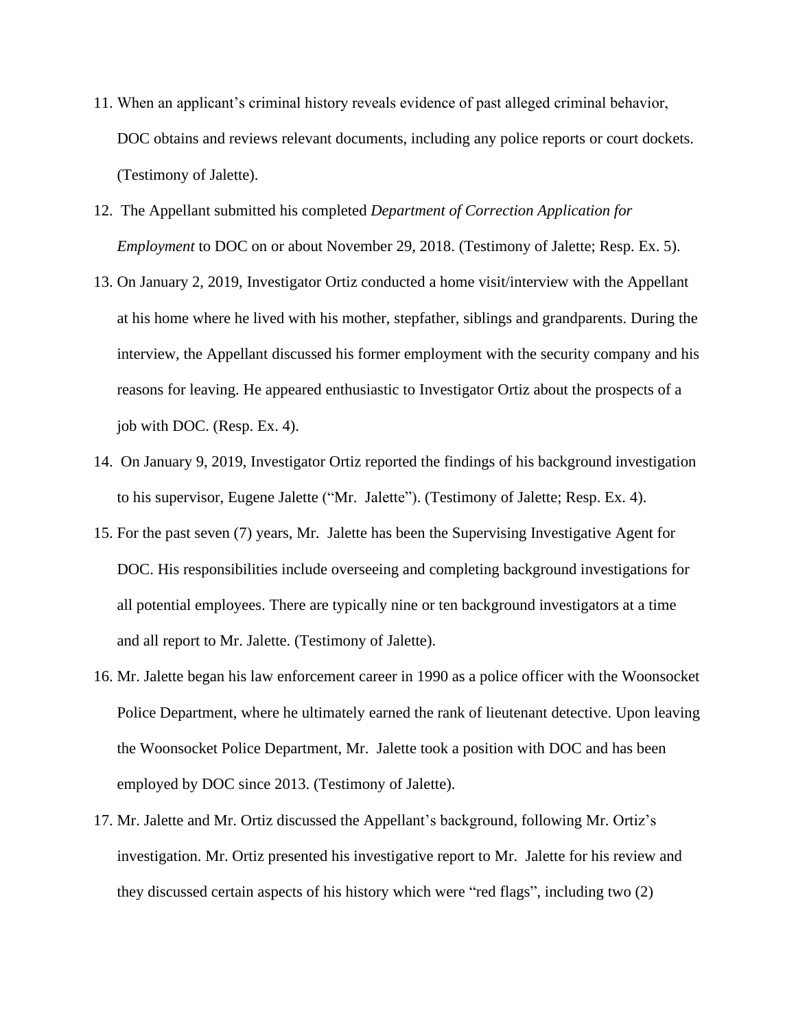11. When an applicant's criminal history reveals evidence of past alleged criminal behavior, DOC obtains and reviews relevant documents, including any police reports or court dockets. (Testimony of Jalette).

12. The Appellant submitted his completed *Department of Correction Application for Employment* to DOC on or about November 29, 2018. (Testimony of Jalette; Resp. Ex. 5).

13. On January 2, 2019, Investigator Ortiz conducted a home visit/interview with the Appellant at his home where he lived with his mother, stepfather, siblings and grandparents. During the interview, the Appellant discussed his former employment with the security company and his reasons for leaving. He appeared enthusiastic to Investigator Ortiz about the prospects of a job with DOC. (Resp. Ex. 4).

14. On January 9, 2019, Investigator Ortiz reported the findings of his background investigation to his supervisor, Eugene Jalette ("Mr. Jalette"). (Testimony of Jalette; Resp. Ex. 4).

15. For the past seven (7) years, Mr. Jalette has been the Supervising Investigative Agent for DOC. His responsibilities include overseeing and completing background investigations for all potential employees. There are typically nine or ten background investigators at a time and all report to Mr. Jalette. (Testimony of Jalette).

16. Mr. Jalette began his law enforcement career in 1990 as a police officer with the Woonsocket Police Department, where he ultimately earned the rank of lieutenant detective. Upon leaving the Woonsocket Police Department, Mr. Jalette took a position with DOC and has been employed by DOC since 2013. (Testimony of Jalette).

17. Mr. Jalette and Mr. Ortiz discussed the Appellant's background, following Mr. Ortiz's investigation. Mr. Ortiz presented his investigative report to Mr. Jalette for his review and they discussed certain aspects of his history which were "red flags", including two (2)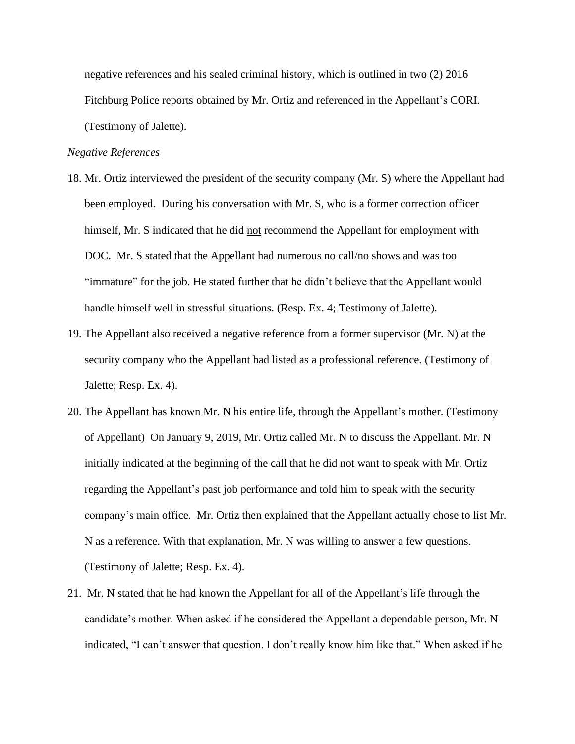negative references and his sealed criminal history, which is outlined in two (2) 2016 Fitchburg Police reports obtained by Mr. Ortiz and referenced in the Appellant's CORI. (Testimony of Jalette).

*Negative References*

18. Mr. Ortiz interviewed the president of the security company (Mr. S) where the Appellant had been employed. During his conversation with Mr. S, who is a former correction officer himself, Mr. S indicated that he did <u>not</u> recommend the Appellant for employment with DOC. Mr. S stated that the Appellant had numerous no call/no shows and was too "immature" for the job. He stated further that he didn't believe that the Appellant would handle himself well in stressful situations. (Resp. Ex. 4; Testimony of Jalette).

19. The Appellant also received a negative reference from a former supervisor (Mr. N) at the security company who the Appellant had listed as a professional reference. (Testimony of Jalette; Resp. Ex. 4).

20. The Appellant has known Mr. N his entire life, through the Appellant's mother. (Testimony of Appellant) On January 9, 2019, Mr. Ortiz called Mr. N to discuss the Appellant. Mr. N initially indicated at the beginning of the call that he did not want to speak with Mr. Ortiz regarding the Appellant's past job performance and told him to speak with the security company's main office. Mr. Ortiz then explained that the Appellant actually chose to list Mr. N as a reference. With that explanation, Mr. N was willing to answer a few questions. (Testimony of Jalette; Resp. Ex. 4).

21. Mr. N stated that he had known the Appellant for all of the Appellant's life through the candidate's mother. When asked if he considered the Appellant a dependable person, Mr. N indicated, "I can't answer that question. I don't really know him like that." When asked if he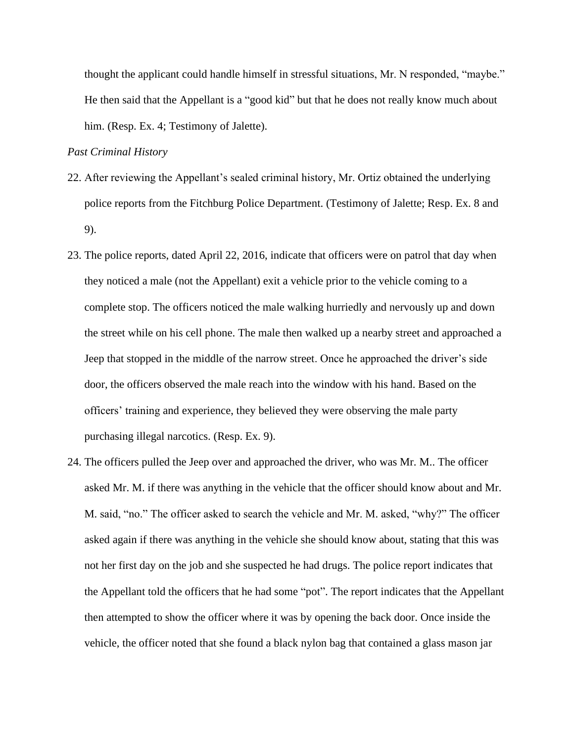thought the applicant could handle himself in stressful situations, Mr. N responded, "maybe." He then said that the Appellant is a "good kid" but that he does not really know much about him. (Resp. Ex. 4; Testimony of Jalette).

*Past Criminal History*

22. After reviewing the Appellant's sealed criminal history, Mr. Ortiz obtained the underlying police reports from the Fitchburg Police Department. (Testimony of Jalette; Resp. Ex. 8 and 9).
23. The police reports, dated April 22, 2016, indicate that officers were on patrol that day when they noticed a male (not the Appellant) exit a vehicle prior to the vehicle coming to a complete stop. The officers noticed the male walking hurriedly and nervously up and down the street while on his cell phone. The male then walked up a nearby street and approached a Jeep that stopped in the middle of the narrow street. Once he approached the driver's side door, the officers observed the male reach into the window with his hand. Based on the officers' training and experience, they believed they were observing the male party purchasing illegal narcotics. (Resp. Ex. 9).
24. The officers pulled the Jeep over and approached the driver, who was Mr. M.. The officer asked Mr. M. if there was anything in the vehicle that the officer should know about and Mr. M. said, "no." The officer asked to search the vehicle and Mr. M. asked, "why?" The officer asked again if there was anything in the vehicle she should know about, stating that this was not her first day on the job and she suspected he had drugs. The police report indicates that the Appellant told the officers that he had some "pot". The report indicates that the Appellant then attempted to show the officer where it was by opening the back door. Once inside the vehicle, the officer noted that she found a black nylon bag that contained a glass mason jar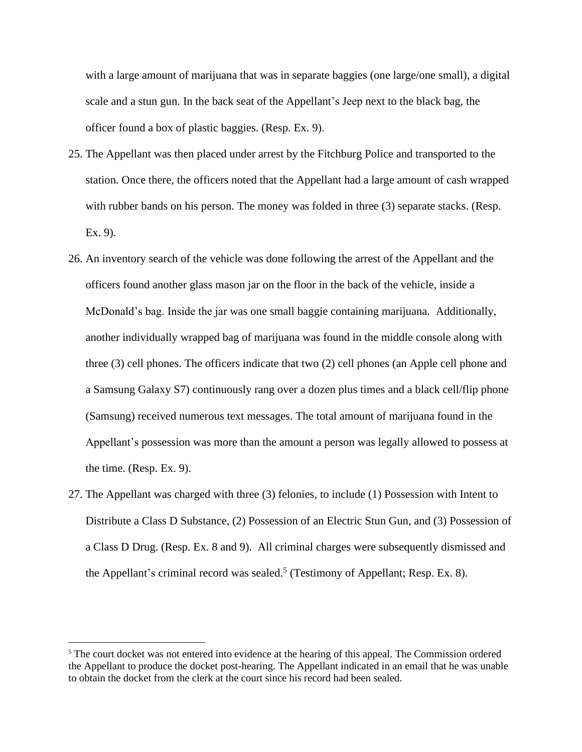with a large amount of marijuana that was in separate baggies (one large/one small), a digital scale and a stun gun. In the back seat of the Appellant's Jeep next to the black bag, the officer found a box of plastic baggies. (Resp. Ex. 9).

25. The Appellant was then placed under arrest by the Fitchburg Police and transported to the station. Once there, the officers noted that the Appellant had a large amount of cash wrapped with rubber bands on his person. The money was folded in three (3) separate stacks. (Resp. Ex. 9).

26. An inventory search of the vehicle was done following the arrest of the Appellant and the officers found another glass mason jar on the floor in the back of the vehicle, inside a McDonald's bag. Inside the jar was one small baggie containing marijuana. Additionally, another individually wrapped bag of marijuana was found in the middle console along with three (3) cell phones. The officers indicate that two (2) cell phones (an Apple cell phone and a Samsung Galaxy S7) continuously rang over a dozen plus times and a black cell/flip phone (Samsung) received numerous text messages. The total amount of marijuana found in the Appellant's possession was more than the amount a person was legally allowed to possess at the time. (Resp. Ex. 9).

27. The Appellant was charged with three (3) felonies, to include (1) Possession with Intent to Distribute a Class D Substance, (2) Possession of an Electric Stun Gun, and (3) Possession of a Class D Drug. (Resp. Ex. 8 and 9). All criminal charges were subsequently dismissed and the Appellant's criminal record was sealed.[5] (Testimony of Appellant; Resp. Ex. 8).

---

[5] The court docket was not entered into evidence at the hearing of this appeal. The Commission ordered the Appellant to produce the docket post-hearing. The Appellant indicated in an email that he was unable to obtain the docket from the clerk at the court since his record had been sealed.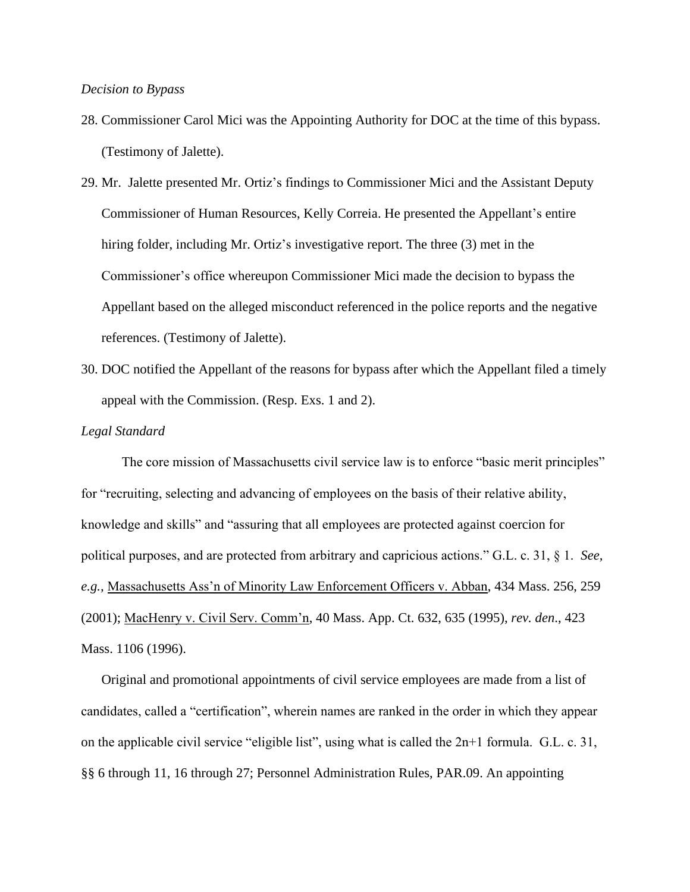*Decision to Bypass*

28. Commissioner Carol Mici was the Appointing Authority for DOC at the time of this bypass. (Testimony of Jalette).
29. Mr. Jalette presented Mr. Ortiz's findings to Commissioner Mici and the Assistant Deputy Commissioner of Human Resources, Kelly Correia. He presented the Appellant's entire hiring folder, including Mr. Ortiz's investigative report. The three (3) met in the Commissioner's office whereupon Commissioner Mici made the decision to bypass the Appellant based on the alleged misconduct referenced in the police reports and the negative references. (Testimony of Jalette).
30. DOC notified the Appellant of the reasons for bypass after which the Appellant filed a timely appeal with the Commission. (Resp. Exs. 1 and 2).

*Legal Standard*

The core mission of Massachusetts civil service law is to enforce "basic merit principles" for "recruiting, selecting and advancing of employees on the basis of their relative ability, knowledge and skills" and "assuring that all employees are protected against coercion for political purposes, and are protected from arbitrary and capricious actions." G.L. c. 31, § 1. *See, e.g.*, Massachusetts Ass'n of Minority Law Enforcement Officers v. Abban, 434 Mass. 256, 259 (2001); MacHenry v. Civil Serv. Comm'n, 40 Mass. App. Ct. 632, 635 (1995), *rev. den*., 423 Mass. 1106 (1996).

Original and promotional appointments of civil service employees are made from a list of candidates, called a "certification", wherein names are ranked in the order in which they appear on the applicable civil service "eligible list", using what is called the 2n+1 formula. G.L. c. 31, §§ 6 through 11, 16 through 27; Personnel Administration Rules, PAR.09. An appointing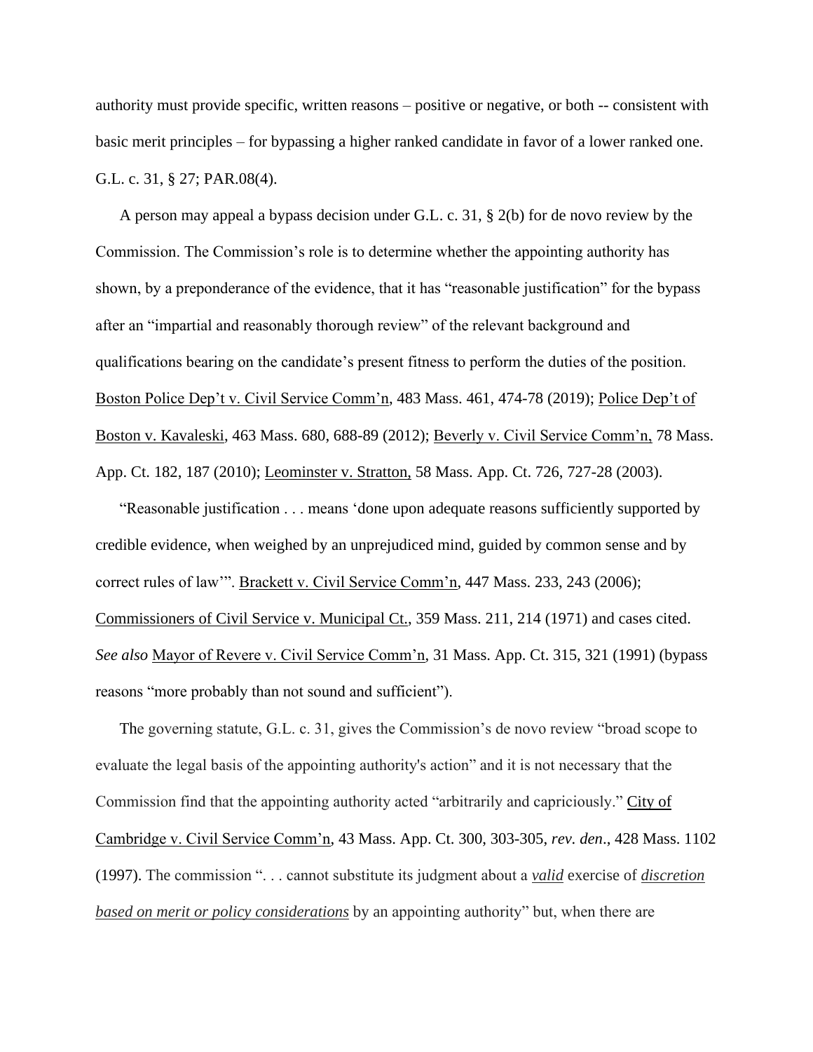authority must provide specific, written reasons – positive or negative, or both -- consistent with basic merit principles – for bypassing a higher ranked candidate in favor of a lower ranked one. G.L. c. 31, § 27; PAR.08(4).

A person may appeal a bypass decision under G.L. c. 31, § 2(b) for de novo review by the Commission. The Commission's role is to determine whether the appointing authority has shown, by a preponderance of the evidence, that it has "reasonable justification" for the bypass after an "impartial and reasonably thorough review" of the relevant background and qualifications bearing on the candidate's present fitness to perform the duties of the position. Boston Police Dep't v. Civil Service Comm'n, 483 Mass. 461, 474-78 (2019); Police Dep't of Boston v. Kavaleski, 463 Mass. 680, 688-89 (2012); Beverly v. Civil Service Comm'n, 78 Mass. App. Ct. 182, 187 (2010); Leominster v. Stratton, 58 Mass. App. Ct. 726, 727-28 (2003).

"Reasonable justification . . . means 'done upon adequate reasons sufficiently supported by credible evidence, when weighed by an unprejudiced mind, guided by common sense and by correct rules of law'". Brackett v. Civil Service Comm'n, 447 Mass. 233, 243 (2006); Commissioners of Civil Service v. Municipal Ct., 359 Mass. 211, 214 (1971) and cases cited. *See also* Mayor of Revere v. Civil Service Comm'n, 31 Mass. App. Ct. 315, 321 (1991) (bypass reasons "more probably than not sound and sufficient").

The governing statute, G.L. c. 31, gives the Commission's de novo review "broad scope to evaluate the legal basis of the appointing authority's action" and it is not necessary that the Commission find that the appointing authority acted "arbitrarily and capriciously." City of Cambridge v. Civil Service Comm'n, 43 Mass. App. Ct. 300, 303-305, *rev. den*., 428 Mass. 1102 (1997). The commission ". . . cannot substitute its judgment about a ***valid*** exercise of ***discretion based on merit or policy considerations*** by an appointing authority" but, when there are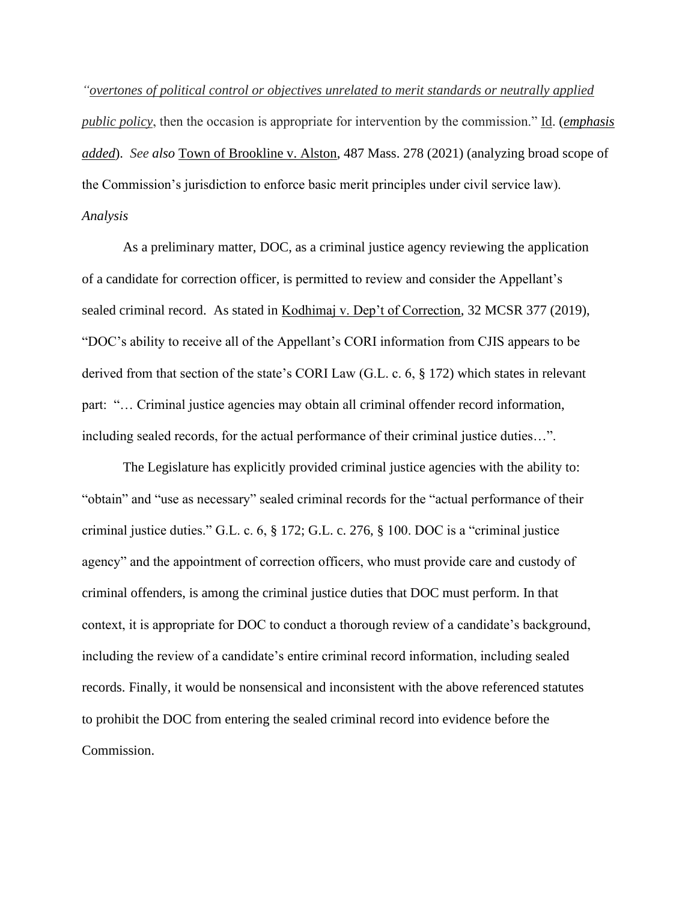*"overtones of political control or objectives unrelated to merit standards or neutrally applied public policy*, then the occasion is appropriate for intervention by the commission." Id. (***emphasis added***). *See also* Town of Brookline v. Alston, 487 Mass. 278 (2021) (analyzing broad scope of the Commission's jurisdiction to enforce basic merit principles under civil service law).

*Analysis*

As a preliminary matter, DOC, as a criminal justice agency reviewing the application of a candidate for correction officer, is permitted to review and consider the Appellant's sealed criminal record. As stated in Kodhimaj v. Dep't of Correction, 32 MCSR 377 (2019), "DOC's ability to receive all of the Appellant's CORI information from CJIS appears to be derived from that section of the state's CORI Law (G.L. c. 6, § 172) which states in relevant part: "… Criminal justice agencies may obtain all criminal offender record information, including sealed records, for the actual performance of their criminal justice duties…".

The Legislature has explicitly provided criminal justice agencies with the ability to: "obtain" and "use as necessary" sealed criminal records for the "actual performance of their criminal justice duties." G.L. c. 6, § 172; G.L. c. 276, § 100. DOC is a "criminal justice agency" and the appointment of correction officers, who must provide care and custody of criminal offenders, is among the criminal justice duties that DOC must perform. In that context, it is appropriate for DOC to conduct a thorough review of a candidate's background, including the review of a candidate's entire criminal record information, including sealed records. Finally, it would be nonsensical and inconsistent with the above referenced statutes to prohibit the DOC from entering the sealed criminal record into evidence before the Commission.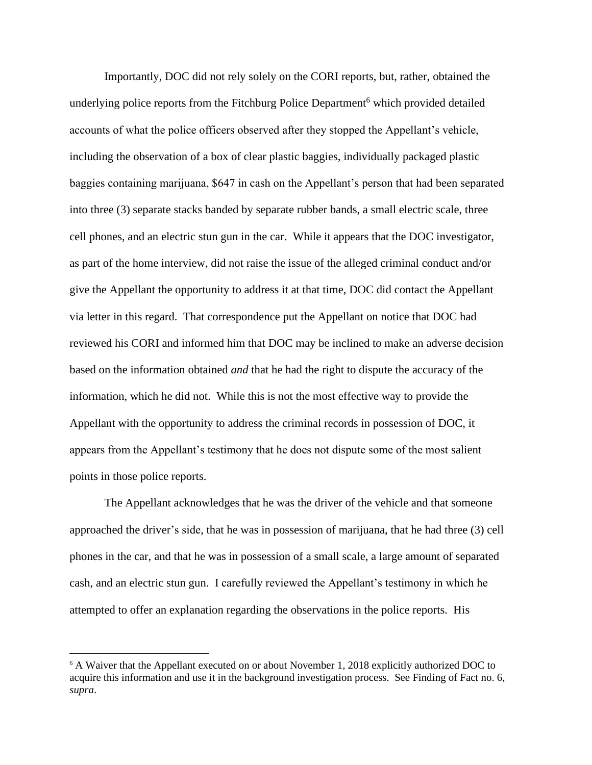Importantly, DOC did not rely solely on the CORI reports, but, rather, obtained the underlying police reports from the Fitchburg Police Department[6] which provided detailed accounts of what the police officers observed after they stopped the Appellant's vehicle, including the observation of a box of clear plastic baggies, individually packaged plastic baggies containing marijuana, $647 in cash on the Appellant's person that had been separated into three (3) separate stacks banded by separate rubber bands, a small electric scale, three cell phones, and an electric stun gun in the car. While it appears that the DOC investigator, as part of the home interview, did not raise the issue of the alleged criminal conduct and/or give the Appellant the opportunity to address it at that time, DOC did contact the Appellant via letter in this regard. That correspondence put the Appellant on notice that DOC had reviewed his CORI and informed him that DOC may be inclined to make an adverse decision based on the information obtained *and* that he had the right to dispute the accuracy of the information, which he did not. While this is not the most effective way to provide the Appellant with the opportunity to address the criminal records in possession of DOC, it appears from the Appellant's testimony that he does not dispute some of the most salient points in those police reports.

The Appellant acknowledges that he was the driver of the vehicle and that someone approached the driver's side, that he was in possession of marijuana, that he had three (3) cell phones in the car, and that he was in possession of a small scale, a large amount of separated cash, and an electric stun gun. I carefully reviewed the Appellant's testimony in which he attempted to offer an explanation regarding the observations in the police reports. His

[6] A Waiver that the Appellant executed on or about November 1, 2018 explicitly authorized DOC to acquire this information and use it in the background investigation process. See Finding of Fact no. 6, *supra*.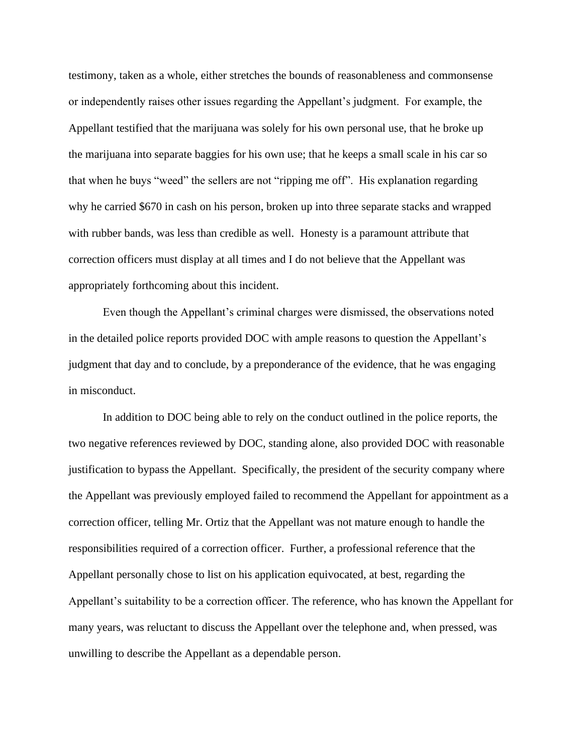testimony, taken as a whole, either stretches the bounds of reasonableness and commonsense or independently raises other issues regarding the Appellant's judgment. For example, the Appellant testified that the marijuana was solely for his own personal use, that he broke up the marijuana into separate baggies for his own use; that he keeps a small scale in his car so that when he buys "weed" the sellers are not "ripping me off". His explanation regarding why he carried $670 in cash on his person, broken up into three separate stacks and wrapped with rubber bands, was less than credible as well. Honesty is a paramount attribute that correction officers must display at all times and I do not believe that the Appellant was appropriately forthcoming about this incident.

Even though the Appellant's criminal charges were dismissed, the observations noted in the detailed police reports provided DOC with ample reasons to question the Appellant's judgment that day and to conclude, by a preponderance of the evidence, that he was engaging in misconduct.

In addition to DOC being able to rely on the conduct outlined in the police reports, the two negative references reviewed by DOC, standing alone, also provided DOC with reasonable justification to bypass the Appellant. Specifically, the president of the security company where the Appellant was previously employed failed to recommend the Appellant for appointment as a correction officer, telling Mr. Ortiz that the Appellant was not mature enough to handle the responsibilities required of a correction officer. Further, a professional reference that the Appellant personally chose to list on his application equivocated, at best, regarding the Appellant's suitability to be a correction officer. The reference, who has known the Appellant for many years, was reluctant to discuss the Appellant over the telephone and, when pressed, was unwilling to describe the Appellant as a dependable person.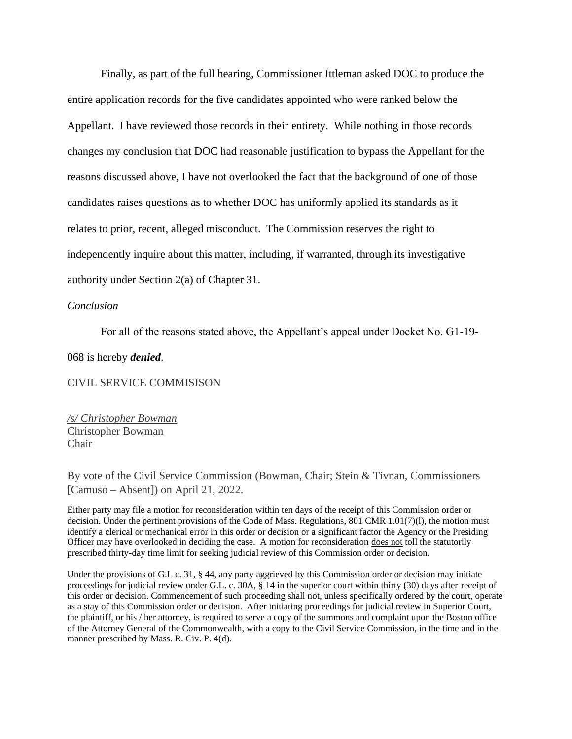Finally, as part of the full hearing, Commissioner Ittleman asked DOC to produce the entire application records for the five candidates appointed who were ranked below the Appellant. I have reviewed those records in their entirety. While nothing in those records changes my conclusion that DOC had reasonable justification to bypass the Appellant for the reasons discussed above, I have not overlooked the fact that the background of one of those candidates raises questions as to whether DOC has uniformly applied its standards as it relates to prior, recent, alleged misconduct. The Commission reserves the right to independently inquire about this matter, including, if warranted, through its investigative authority under Section 2(a) of Chapter 31.

*Conclusion*

For all of the reasons stated above, the Appellant's appeal under Docket No. G1-19-068 is hereby ***denied***.

CIVIL SERVICE COMMISISON

*/s/ Christopher Bowman*
Christopher Bowman
Chair

By vote of the Civil Service Commission (Bowman, Chair; Stein & Tivnan, Commissioners [Camuso – Absent]) on April 21, 2022.

Either party may file a motion for reconsideration within ten days of the receipt of this Commission order or decision. Under the pertinent provisions of the Code of Mass. Regulations, 801 CMR 1.01(7)(l), the motion must identify a clerical or mechanical error in this order or decision or a significant factor the Agency or the Presiding Officer may have overlooked in deciding the case. A motion for reconsideration does not toll the statutorily prescribed thirty-day time limit for seeking judicial review of this Commission order or decision.

Under the provisions of G.L c. 31, § 44, any party aggrieved by this Commission order or decision may initiate proceedings for judicial review under G.L. c. 30A, § 14 in the superior court within thirty (30) days after receipt of this order or decision. Commencement of such proceeding shall not, unless specifically ordered by the court, operate as a stay of this Commission order or decision. After initiating proceedings for judicial review in Superior Court, the plaintiff, or his / her attorney, is required to serve a copy of the summons and complaint upon the Boston office of the Attorney General of the Commonwealth, with a copy to the Civil Service Commission, in the time and in the manner prescribed by Mass. R. Civ. P. 4(d).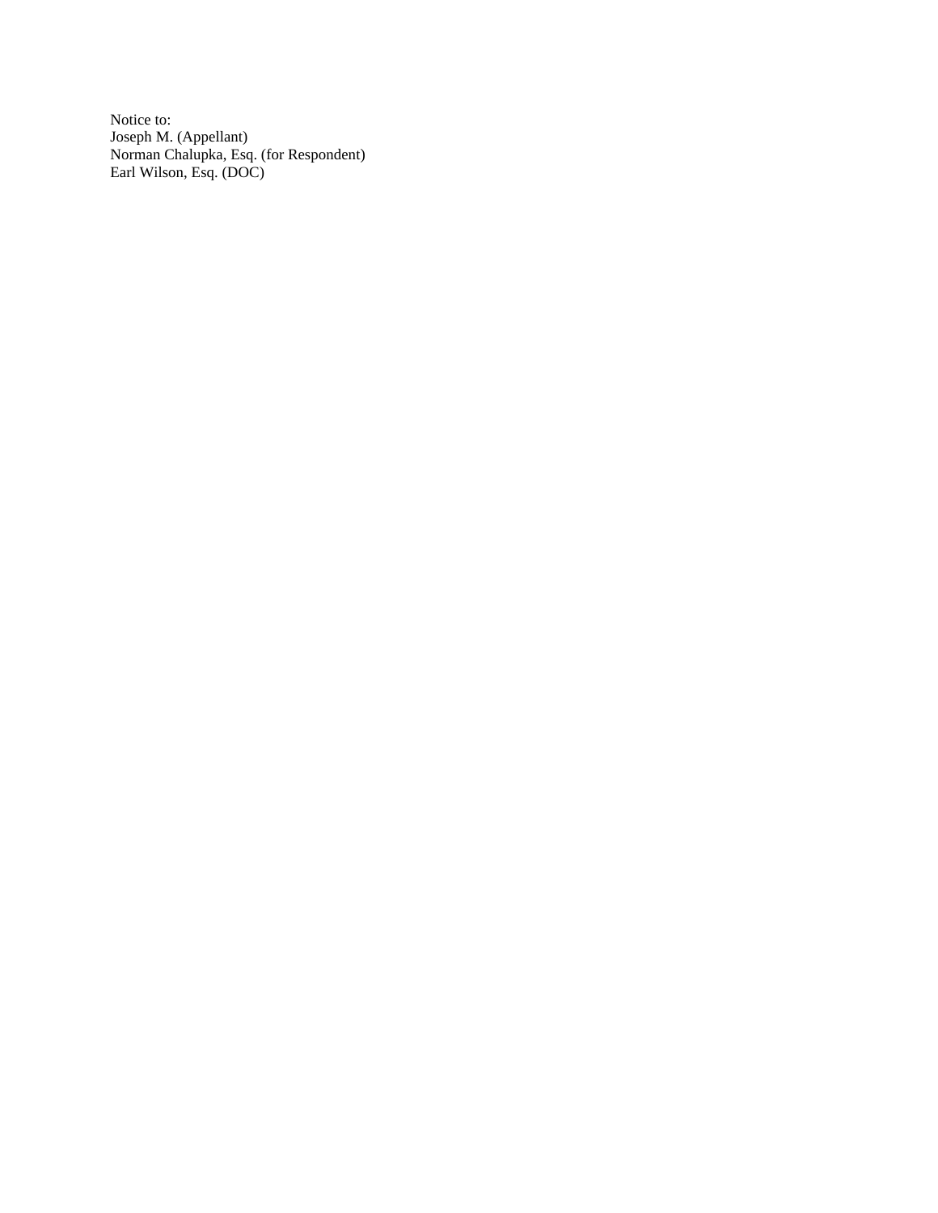Notice to:
Joseph M. (Appellant)
Norman Chalupka, Esq. (for Respondent)
Earl Wilson, Esq. (DOC)